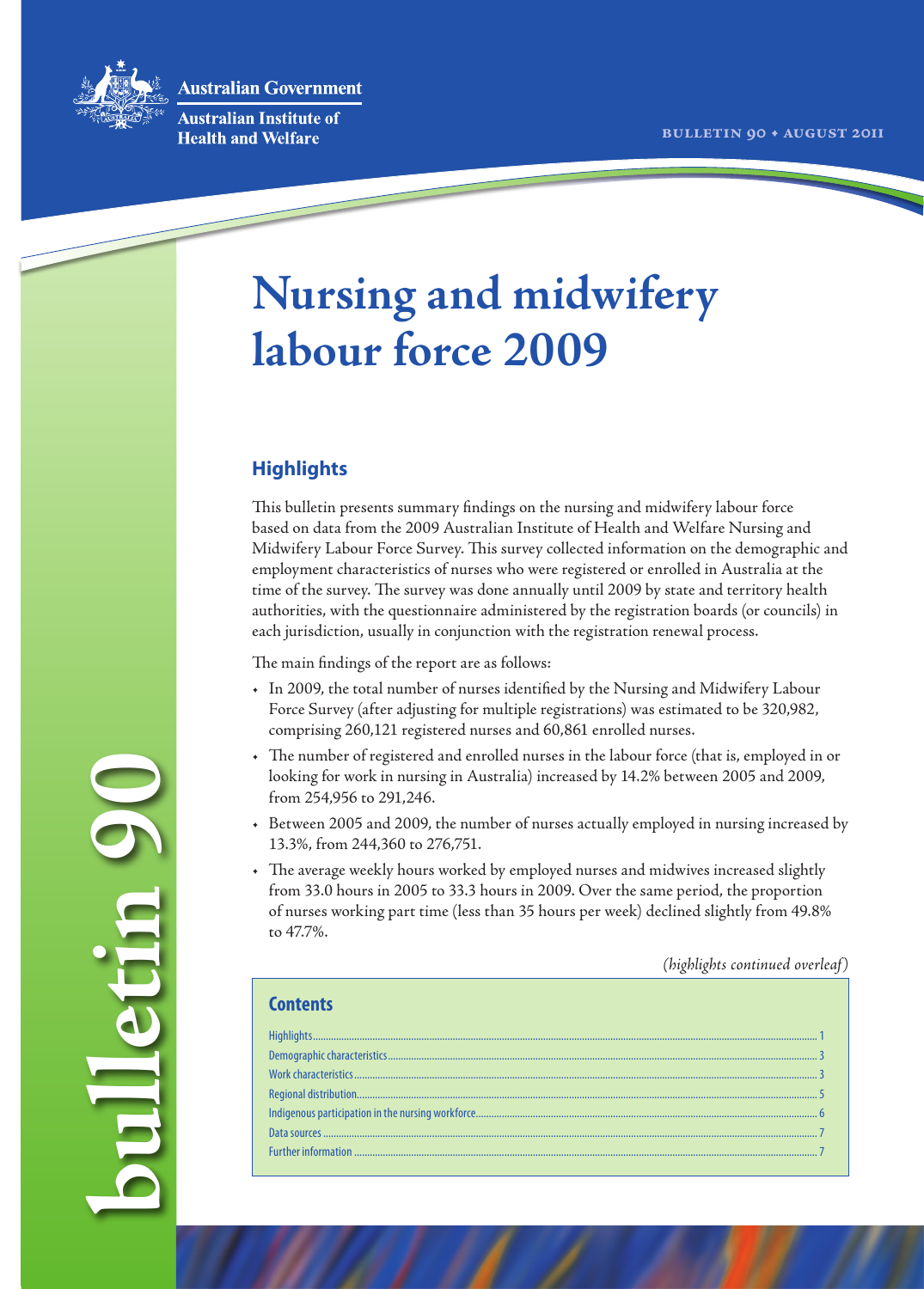Australian Government

Australian Institute of Health and Welfare

BULLETIN 90 • AUGUST 2011

# Nursing and midwifery labour force 2009

## Highlights

This bulletin presents summary findings on the nursing and midwifery labour force based on data from the 2009 Australian Institute of Health and Welfare Nursing and Midwifery Labour Force Survey. This survey collected information on the demographic and employment characteristics of nurses who were registered or enrolled in Australia at the time of the survey. The survey was done annually until 2009 by state and territory health authorities, with the questionnaire administered by the registration boards (or councils) in each jurisdiction, usually in conjunction with the registration renewal process.

The main findings of the report are as follows:

- In 2009, the total number of nurses identified by the Nursing and Midwifery Labour Force Survey (after adjusting for multiple registrations) was estimated to be 320,982, comprising 260,121 registered nurses and 60,861 enrolled nurses.
- The number of registered and enrolled nurses in the labour force (that is, employed in or looking for work in nursing in Australia) increased by 14.2% between 2005 and 2009, from 254,956 to 291,246.
- Between 2005 and 2009, the number of nurses actually employed in nursing increased by 13.3%, from 244,360 to 276,751.
- The average weekly hours worked by employed nurses and midwives increased slightly from 33.0 hours in 2005 to 33.3 hours in 2009. Over the same period, the proportion of nurses working part time (less than 35 hours per week) declined slightly from 49.8% to 47.7%.

*(highlights continued overleaf)*

## Contents

- Highlights .... 1
- Demographic characteristics .... 3
- Work characteristics .... 3
- Regional distribution .... 5
- Indigenous participation in the nursing workforce .... 6
- Data sources .... 7
- Further information .... 7

bulletin 90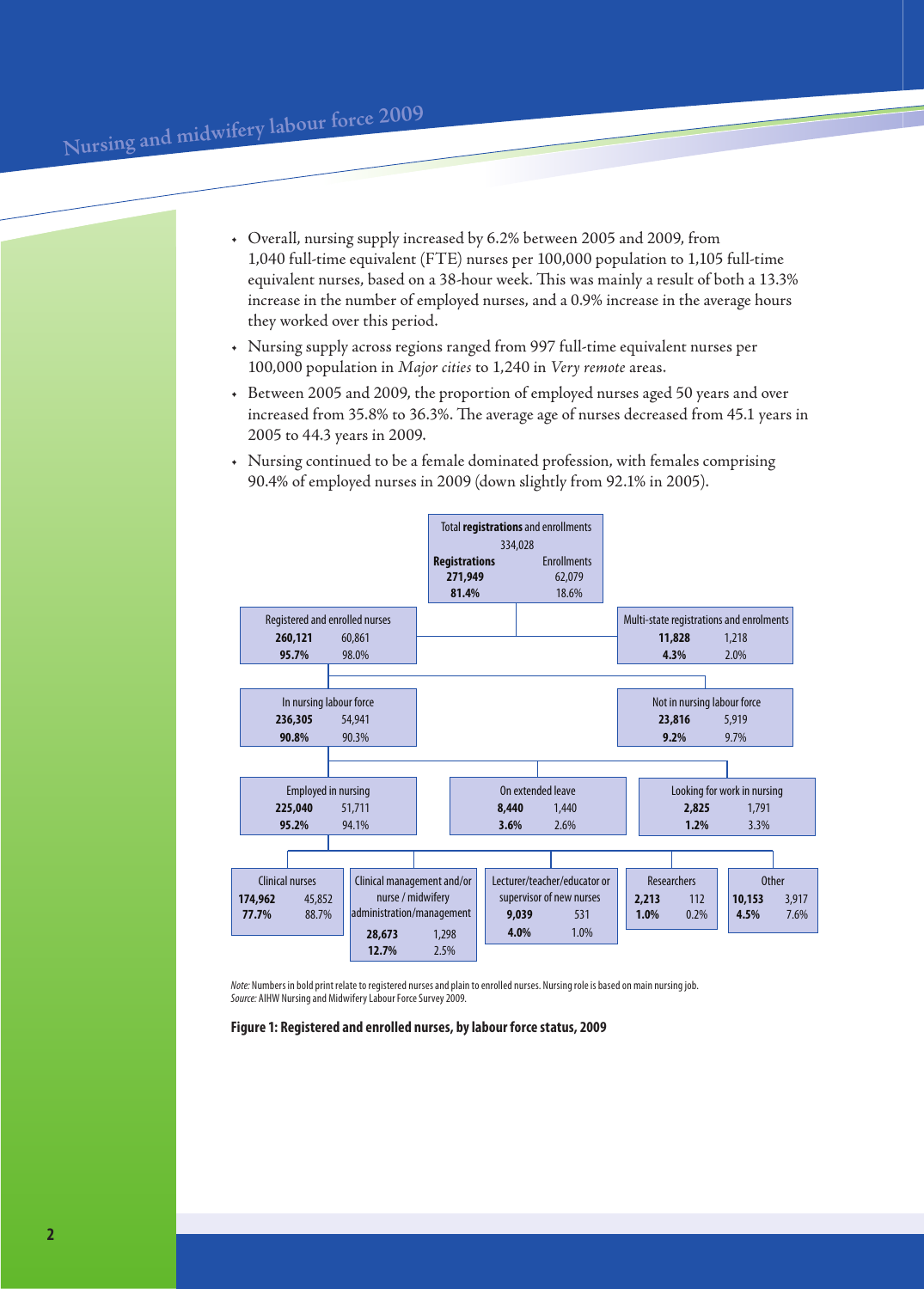- Overall, nursing supply increased by 6.2% between 2005 and 2009, from 1,040 full-time equivalent (FTE) nurses per 100,000 population to 1,105 full-time equivalent nurses, based on a 38-hour week. This was mainly a result of both a 13.3% increase in the number of employed nurses, and a 0.9% increase in the average hours they worked over this period.
- Nursing supply across regions ranged from 997 full-time equivalent nurses per 100,000 population in *Major cities* to 1,240 in *Very remote* areas.
- Between 2005 and 2009, the proportion of employed nurses aged 50 years and over increased from 35.8% to 36.3%. The average age of nurses decreased from 45.1 years in 2005 to 44.3 years in 2009.
- Nursing continued to be a female dominated profession, with females comprising 90.4% of employed nurses in 2009 (down slightly from 92.1% in 2005).

**Total registrations and enrollments**: 334,028

| | Registrations | Enrollments |
|---|---|---|
| Total | **271,949** | 62,079 |
| % | **81.4%** | 18.6% |

| Category | Registered nurses | % | Enrolled nurses | % |
|---|---|---|---|---|
| Registered and enrolled nurses | **260,121** | **95.7%** | 60,861 | 98.0% |
| Multi-state registrations and enrolments | **11,828** | **4.3%** | 1,218 | 2.0% |
| In nursing labour force | **236,305** | **90.8%** | 54,941 | 90.3% |
| Not in nursing labour force | **23,816** | **9.2%** | 5,919 | 9.7% |
| Employed in nursing | **225,040** | **95.2%** | 51,711 | 94.1% |
| On extended leave | **8,440** | **3.6%** | 1,440 | 2.6% |
| Looking for work in nursing | **2,825** | **1.2%** | 1,791 | 3.3% |
| Clinical nurses | **174,962** | **77.7%** | 45,852 | 88.7% |
| Clinical management and/or nurse / midwifery administration/management | **28,673** | **12.7%** | 1,298 | 2.5% |
| Lecturer/teacher/educator or supervisor of new nurses | **9,039** | **4.0%** | 531 | 1.0% |
| Researchers | **2,213** | **1.0%** | 112 | 0.2% |
| Other | **10,153** | **4.5%** | 3,917 | 7.6% |

*Note:* Numbers in bold print relate to registered nurses and plain to enrolled nurses. Nursing role is based on main nursing job.
*Source:* AIHW Nursing and Midwifery Labour Force Survey 2009.

**Figure 1: Registered and enrolled nurses, by labour force status, 2009**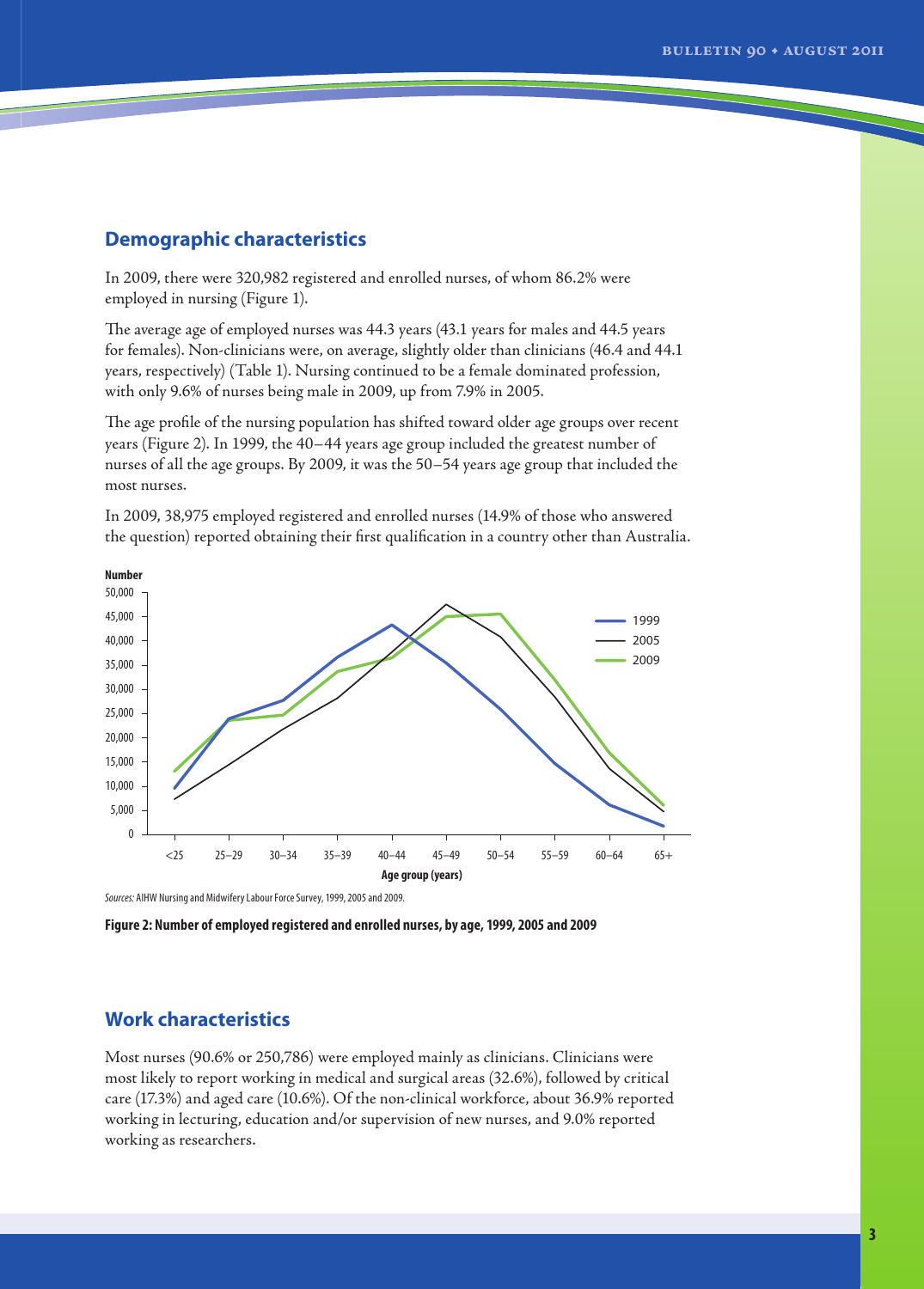## Demographic characteristics

In 2009, there were 320,982 registered and enrolled nurses, of whom 86.2% were employed in nursing (Figure 1).

The average age of employed nurses was 44.3 years (43.1 years for males and 44.5 years for females). Non-clinicians were, on average, slightly older than clinicians (46.4 and 44.1 years, respectively) (Table 1). Nursing continued to be a female dominated profession, with only 9.6% of nurses being male in 2009, up from 7.9% in 2005.

The age profile of the nursing population has shifted toward older age groups over recent years (Figure 2). In 1999, the 40–44 years age group included the greatest number of nurses of all the age groups. By 2009, it was the 50–54 years age group that included the most nurses.

In 2009, 38,975 employed registered and enrolled nurses (14.9% of those who answered the question) reported obtaining their first qualification in a country other than Australia.

*Sources:* AIHW Nursing and Midwifery Labour Force Survey, 1999, 2005 and 2009.

**Figure 2: Number of employed registered and enrolled nurses, by age, 1999, 2005 and 2009**

## Work characteristics

Most nurses (90.6% or 250,786) were employed mainly as clinicians. Clinicians were most likely to report working in medical and surgical areas (32.6%), followed by critical care (17.3%) and aged care (10.6%). Of the non-clinical workforce, about 36.9% reported working in lecturing, education and/or supervision of new nurses, and 9.0% reported working as researchers.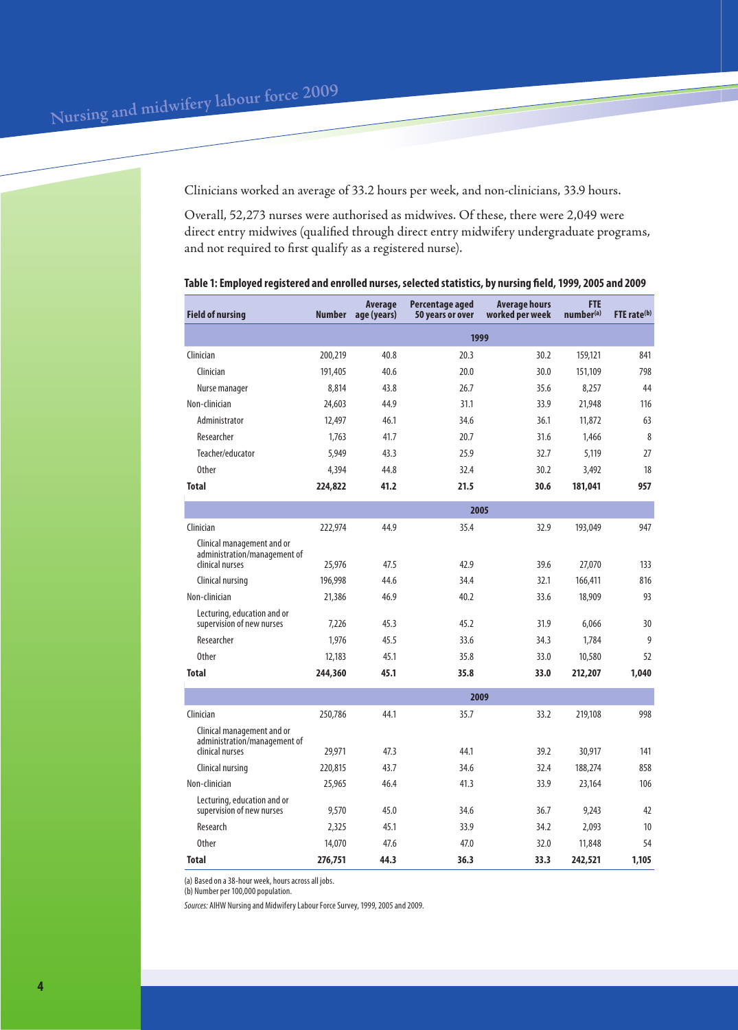Clinicians worked an average of 33.2 hours per week, and non-clinicians, 33.9 hours.

Overall, 52,273 nurses were authorised as midwives. Of these, there were 2,049 were direct entry midwives (qualified through direct entry midwifery undergraduate programs, and not required to first qualify as a registered nurse).

**Table 1: Employed registered and enrolled nurses, selected statistics, by nursing field, 1999, 2005 and 2009**

| Field of nursing | Number | Average age (years) | Percentage aged 50 years or over | Average hours worked per week | FTE number[(a)] | FTE rate[(b)] |
|---|---|---|---|---|---|---|
| **1999** | | | | | | |
| Clinician | 200,219 | 40.8 | 20.3 | 30.2 | 159,121 | 841 |
| Clinician | 191,405 | 40.6 | 20.0 | 30.0 | 151,109 | 798 |
| Nurse manager | 8,814 | 43.8 | 26.7 | 35.6 | 8,257 | 44 |
| Non-clinician | 24,603 | 44.9 | 31.1 | 33.9 | 21,948 | 116 |
| Administrator | 12,497 | 46.1 | 34.6 | 36.1 | 11,872 | 63 |
| Researcher | 1,763 | 41.7 | 20.7 | 31.6 | 1,466 | 8 |
| Teacher/educator | 5,949 | 43.3 | 25.9 | 32.7 | 5,119 | 27 |
| Other | 4,394 | 44.8 | 32.4 | 30.2 | 3,492 | 18 |
| **Total** | **224,822** | **41.2** | **21.5** | **30.6** | **181,041** | **957** |
| **2005** | | | | | | |
| Clinician | 222,974 | 44.9 | 35.4 | 32.9 | 193,049 | 947 |
| Clinical management and or administration/management of clinical nurses | 25,976 | 47.5 | 42.9 | 39.6 | 27,070 | 133 |
| Clinical nursing | 196,998 | 44.6 | 34.4 | 32.1 | 166,411 | 816 |
| Non-clinician | 21,386 | 46.9 | 40.2 | 33.6 | 18,909 | 93 |
| Lecturing, education and or supervision of new nurses | 7,226 | 45.3 | 45.2 | 31.9 | 6,066 | 30 |
| Researcher | 1,976 | 45.5 | 33.6 | 34.3 | 1,784 | 9 |
| Other | 12,183 | 45.1 | 35.8 | 33.0 | 10,580 | 52 |
| **Total** | **244,360** | **45.1** | **35.8** | **33.0** | **212,207** | **1,040** |
| **2009** | | | | | | |
| Clinician | 250,786 | 44.1 | 35.7 | 33.2 | 219,108 | 998 |
| Clinical management and or administration/management of clinical nurses | 29,971 | 47.3 | 44.1 | 39.2 | 30,917 | 141 |
| Clinical nursing | 220,815 | 43.7 | 34.6 | 32.4 | 188,274 | 858 |
| Non-clinician | 25,965 | 46.4 | 41.3 | 33.9 | 23,164 | 106 |
| Lecturing, education and or supervision of new nurses | 9,570 | 45.0 | 34.6 | 36.7 | 9,243 | 42 |
| Research | 2,325 | 45.1 | 33.9 | 34.2 | 2,093 | 10 |
| Other | 14,070 | 47.6 | 47.0 | 32.0 | 11,848 | 54 |
| **Total** | **276,751** | **44.3** | **36.3** | **33.3** | **242,521** | **1,105** |

(a) Based on a 38-hour week, hours across all jobs.
(b) Number per 100,000 population.

*Sources:* AIHW Nursing and Midwifery Labour Force Survey, 1999, 2005 and 2009.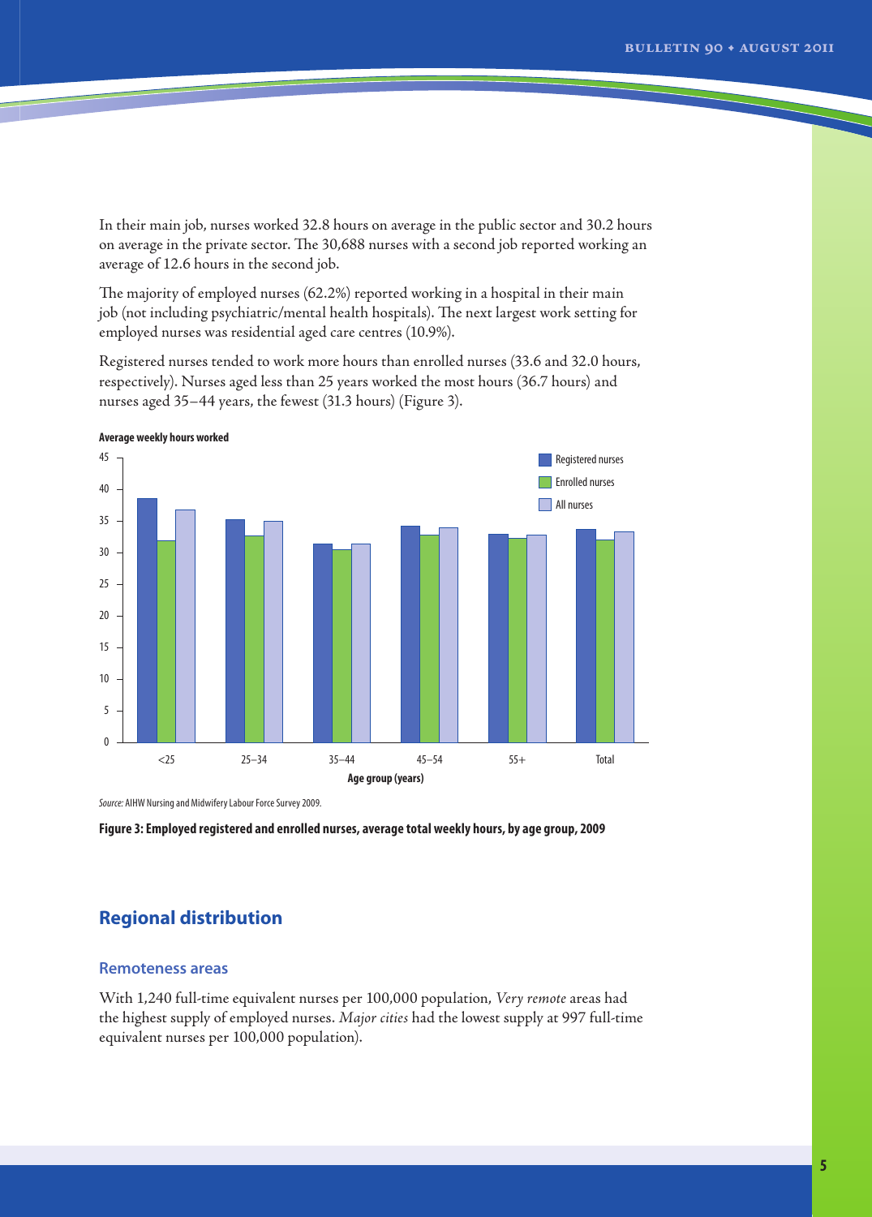In their main job, nurses worked 32.8 hours on average in the public sector and 30.2 hours on average in the private sector. The 30,688 nurses with a second job reported working an average of 12.6 hours in the second job.

The majority of employed nurses (62.2%) reported working in a hospital in their main job (not including psychiatric/mental health hospitals). The next largest work setting for employed nurses was residential aged care centres (10.9%).

Registered nurses tended to work more hours than enrolled nurses (33.6 and 32.0 hours, respectively). Nurses aged less than 25 years worked the most hours (36.7 hours) and nurses aged 35–44 years, the fewest (31.3 hours) (Figure 3).

*Source:* AIHW Nursing and Midwifery Labour Force Survey 2009.

**Figure 3: Employed registered and enrolled nurses, average total weekly hours, by age group, 2009**

## Regional distribution

### Remoteness areas

With 1,240 full-time equivalent nurses per 100,000 population, *Very remote* areas had the highest supply of employed nurses. *Major cities* had the lowest supply at 997 full-time equivalent nurses per 100,000 population).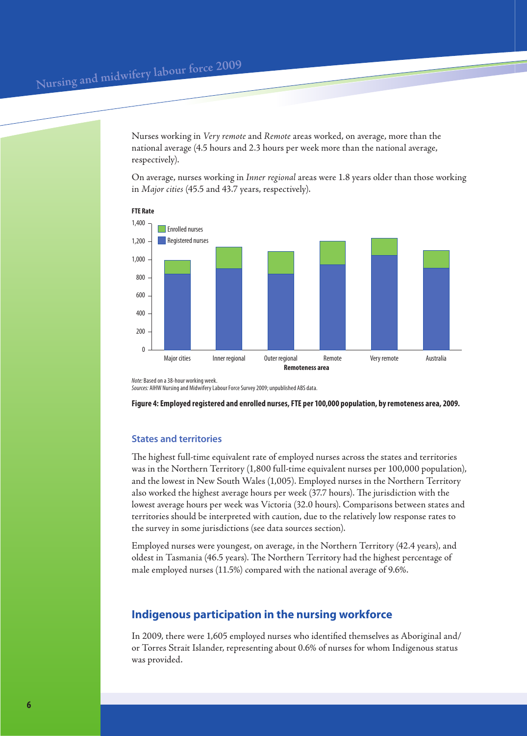Nurses working in *Very remote* and *Remote* areas worked, on average, more than the national average (4.5 hours and 2.3 hours per week more than the national average, respectively).

On average, nurses working in *Inner regional* areas were 1.8 years older than those working in *Major cities* (45.5 and 43.7 years, respectively).

*Note:* Based on a 38-hour working week.
*Sources:* AIHW Nursing and Midwifery Labour Force Survey 2009; unpublished ABS data.

**Figure 4: Employed registered and enrolled nurses, FTE per 100,000 population, by remoteness area, 2009.**

### States and territories

The highest full-time equivalent rate of employed nurses across the states and territories was in the Northern Territory (1,800 full-time equivalent nurses per 100,000 population), and the lowest in New South Wales (1,005). Employed nurses in the Northern Territory also worked the highest average hours per week (37.7 hours). The jurisdiction with the lowest average hours per week was Victoria (32.0 hours). Comparisons between states and territories should be interpreted with caution, due to the relatively low response rates to the survey in some jurisdictions (see data sources section).

Employed nurses were youngest, on average, in the Northern Territory (42.4 years), and oldest in Tasmania (46.5 years). The Northern Territory had the highest percentage of male employed nurses (11.5%) compared with the national average of 9.6%.

## Indigenous participation in the nursing workforce

In 2009, there were 1,605 employed nurses who identified themselves as Aboriginal and/or Torres Strait Islander, representing about 0.6% of nurses for whom Indigenous status was provided.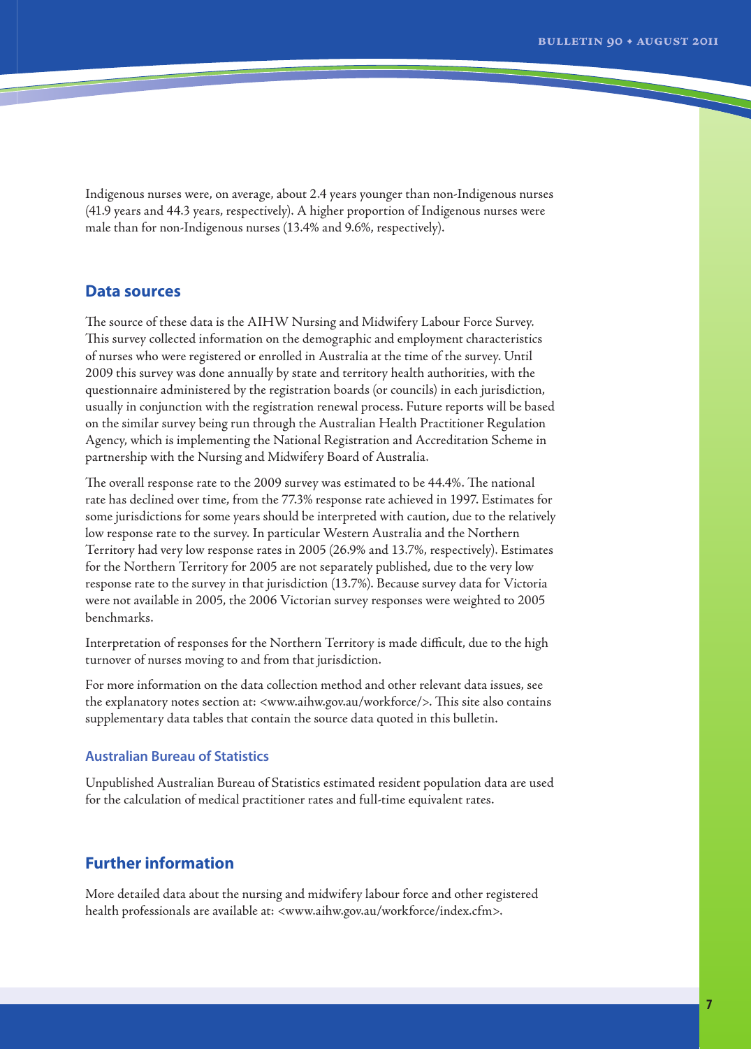Indigenous nurses were, on average, about 2.4 years younger than non-Indigenous nurses (41.9 years and 44.3 years, respectively). A higher proportion of Indigenous nurses were male than for non-Indigenous nurses (13.4% and 9.6%, respectively).

## Data sources

The source of these data is the AIHW Nursing and Midwifery Labour Force Survey. This survey collected information on the demographic and employment characteristics of nurses who were registered or enrolled in Australia at the time of the survey. Until 2009 this survey was done annually by state and territory health authorities, with the questionnaire administered by the registration boards (or councils) in each jurisdiction, usually in conjunction with the registration renewal process. Future reports will be based on the similar survey being run through the Australian Health Practitioner Regulation Agency, which is implementing the National Registration and Accreditation Scheme in partnership with the Nursing and Midwifery Board of Australia.

The overall response rate to the 2009 survey was estimated to be 44.4%. The national rate has declined over time, from the 77.3% response rate achieved in 1997. Estimates for some jurisdictions for some years should be interpreted with caution, due to the relatively low response rate to the survey. In particular Western Australia and the Northern Territory had very low response rates in 2005 (26.9% and 13.7%, respectively). Estimates for the Northern Territory for 2005 are not separately published, due to the very low response rate to the survey in that jurisdiction (13.7%). Because survey data for Victoria were not available in 2005, the 2006 Victorian survey responses were weighted to 2005 benchmarks.

Interpretation of responses for the Northern Territory is made difficult, due to the high turnover of nurses moving to and from that jurisdiction.

For more information on the data collection method and other relevant data issues, see the explanatory notes section at: <www.aihw.gov.au/workforce/>. This site also contains supplementary data tables that contain the source data quoted in this bulletin.

### Australian Bureau of Statistics

Unpublished Australian Bureau of Statistics estimated resident population data are used for the calculation of medical practitioner rates and full-time equivalent rates.

## Further information

More detailed data about the nursing and midwifery labour force and other registered health professionals are available at: <www.aihw.gov.au/workforce/index.cfm>.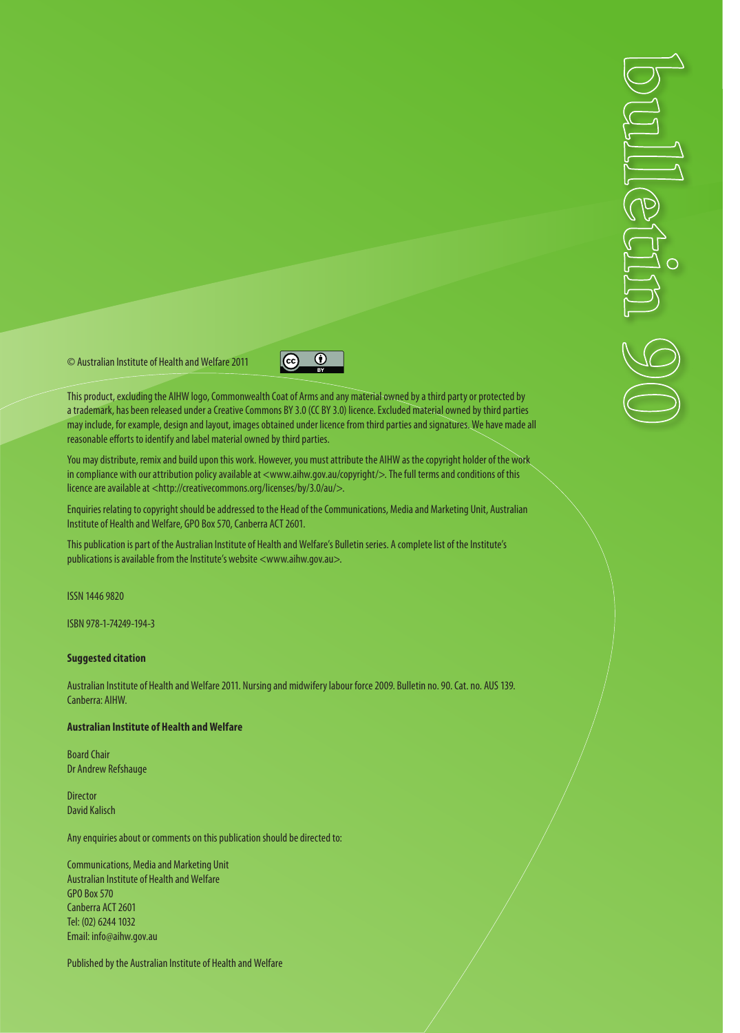bulletin 90

© Australian Institute of Health and Welfare 2011

This product, excluding the AIHW logo, Commonwealth Coat of Arms and any material owned by a third party or protected by a trademark, has been released under a Creative Commons BY 3.0 (CC BY 3.0) licence. Excluded material owned by third parties may include, for example, design and layout, images obtained under licence from third parties and signatures. We have made all reasonable efforts to identify and label material owned by third parties.

You may distribute, remix and build upon this work. However, you must attribute the AIHW as the copyright holder of the work in compliance with our attribution policy available at <www.aihw.gov.au/copyright/>. The full terms and conditions of this licence are available at <http://creativecommons.org/licenses/by/3.0/au/>.

Enquiries relating to copyright should be addressed to the Head of the Communications, Media and Marketing Unit, Australian Institute of Health and Welfare, GPO Box 570, Canberra ACT 2601.

This publication is part of the Australian Institute of Health and Welfare's Bulletin series. A complete list of the Institute's publications is available from the Institute's website <www.aihw.gov.au>.

ISSN 1446 9820

ISBN 978-1-74249-194-3

**Suggested citation**

Australian Institute of Health and Welfare 2011. Nursing and midwifery labour force 2009. Bulletin no. 90. Cat. no. AUS 139. Canberra: AIHW.

**Australian Institute of Health and Welfare**

Board Chair
Dr Andrew Refshauge

Director
David Kalisch

Any enquiries about or comments on this publication should be directed to:

Communications, Media and Marketing Unit
Australian Institute of Health and Welfare
GPO Box 570
Canberra ACT 2601
Tel: (02) 6244 1032
Email: info@aihw.gov.au

Published by the Australian Institute of Health and Welfare